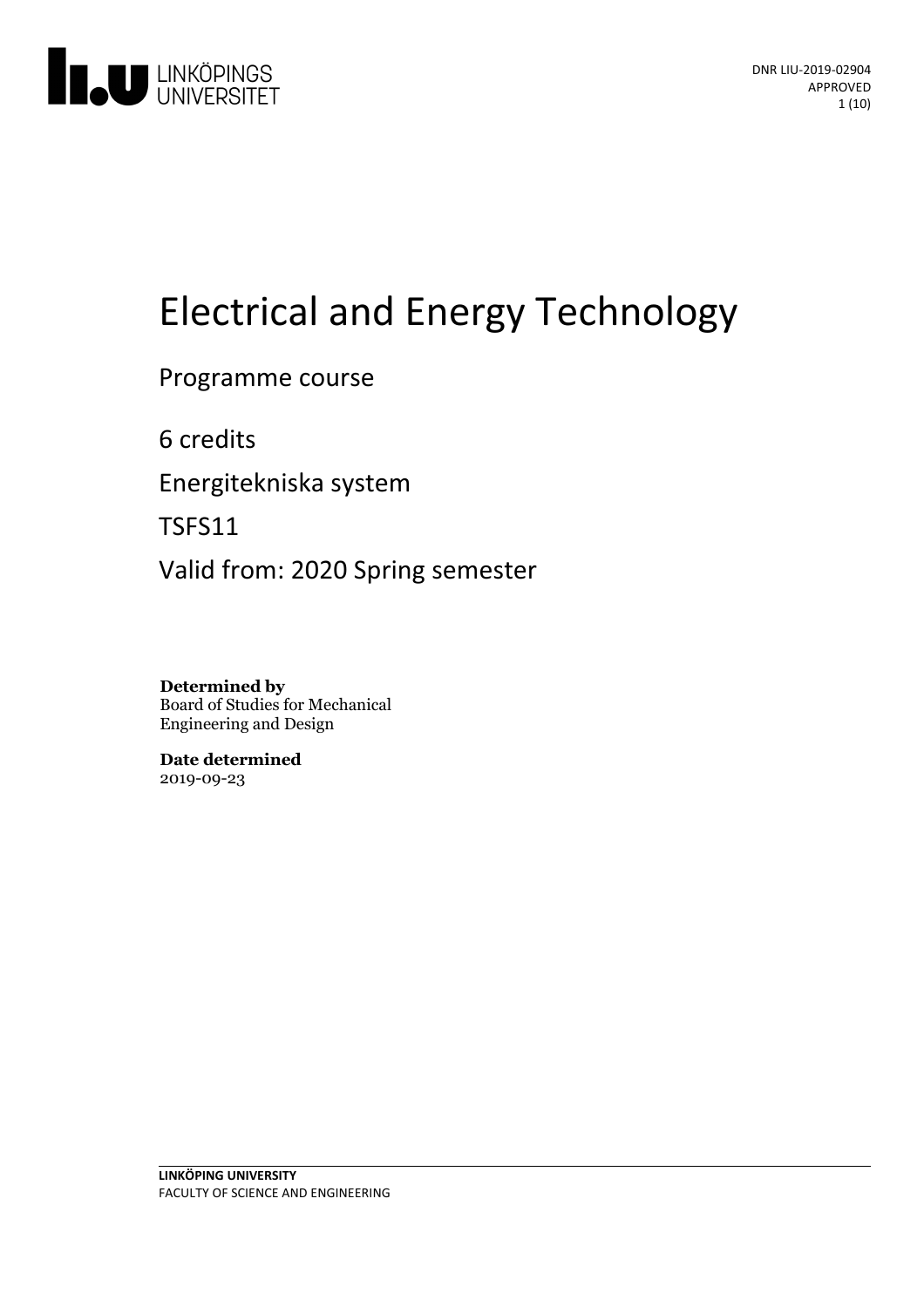DNR LIU-2019-02904
APPROVED

# Electrical and Energy Technology

Programme course

6 credits

Energitekniska system

TSFS11

Valid from: 2020 Spring semester

**Determined by**
Board of Studies for Mechanical Engineering and Design

**Date determined**
2019-09-23

**LINKÖPING UNIVERSITY**
FACULTY OF SCIENCE AND ENGINEERING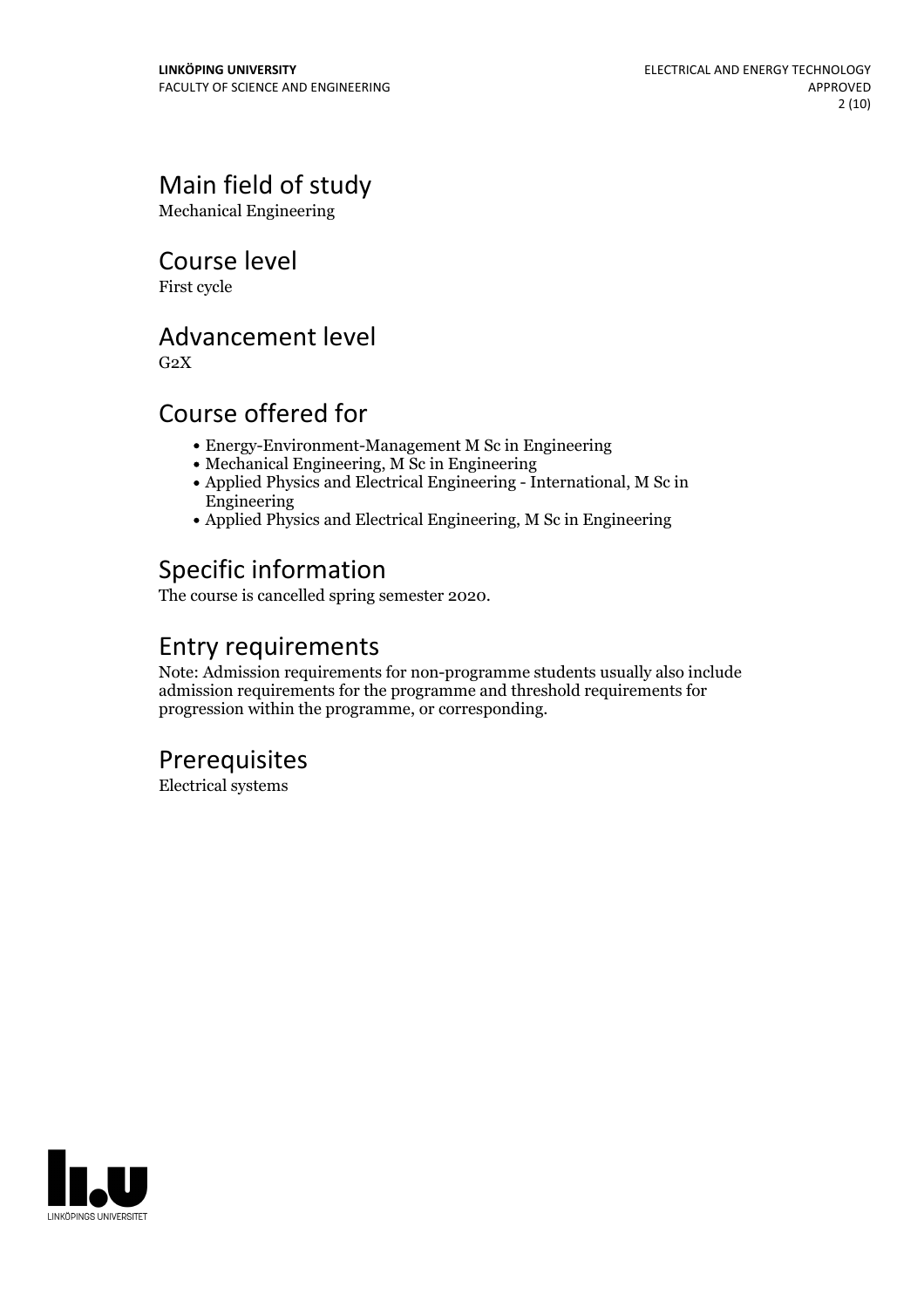## Main field of study

Mechanical Engineering

## Course level

First cycle

## Advancement level

G2X

## Course offered for

- Energy-Environment-Management M Sc in Engineering
- Mechanical Engineering, M Sc in Engineering
- Applied Physics and Electrical Engineering - International, M Sc in Engineering
- Applied Physics and Electrical Engineering, M Sc in Engineering

## Specific information

The course is cancelled spring semester 2020.

## Entry requirements

Note: Admission requirements for non-programme students usually also include admission requirements for the programme and threshold requirements for progression within the programme, or corresponding.

## Prerequisites

Electrical systems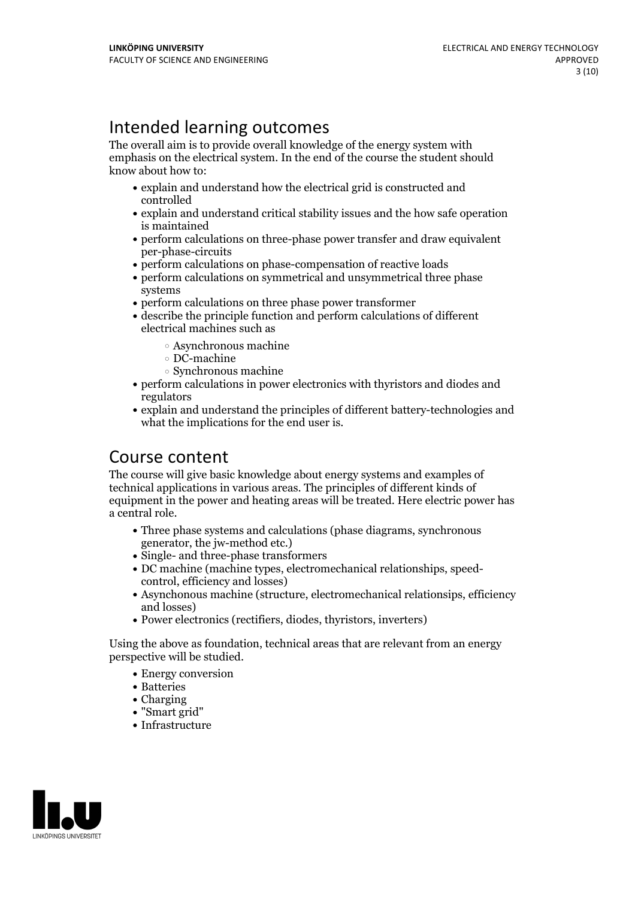## Intended learning outcomes

The overall aim is to provide overall knowledge of the energy system with emphasis on the electrical system. In the end of the course the student should know about how to:

- explain and understand how the electrical grid is constructed and controlled
- explain and understand critical stability issues and the how safe operation is maintained
- perform calculations on three-phase power transfer and draw equivalent per-phase-circuits
- perform calculations on phase-compensation of reactive loads
- perform calculations on symmetrical and unsymmetrical three phase systems
- perform calculations on three phase power transformer
- describe the principle function and perform calculations of different electrical machines such as
    - Asynchronous machine
    - DC-machine
    - Synchronous machine
- perform calculations in power electronics with thyristors and diodes and regulators
- explain and understand the principles of different battery-technologies and what the implications for the end user is.

## Course content

The course will give basic knowledge about energy systems and examples of technical applications in various areas. The principles of different kinds of equipment in the power and heating areas will be treated. Here electric power has a central role.

- Three phase systems and calculations (phase diagrams, synchronous generator, the jw-method etc.)
- Single- and three-phase transformers
- DC machine (machine types, electromechanical relationships, speed-control, efficiency and losses)
- Asynchonous machine (structure, electromechanical relationsips, efficiency and losses)
- Power electronics (rectifiers, diodes, thyristors, inverters)

Using the above as foundation, technical areas that are relevant from an energy perspective will be studied.

- Energy conversion
- Batteries
- Charging
- "Smart grid"
- Infrastructure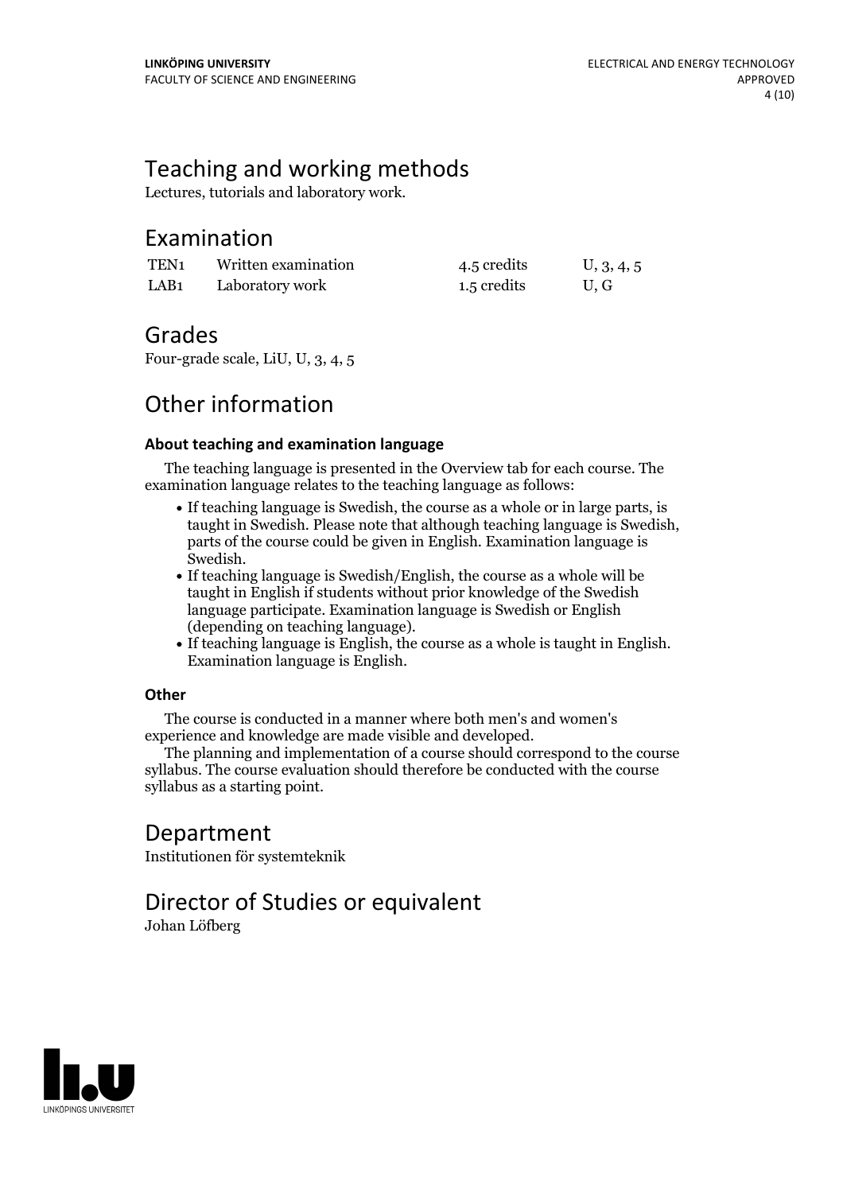## Teaching and working methods

Lectures, tutorials and laboratory work.

## Examination

| | | | |
|---|---|---|---|
| TEN1 | Written examination | 4.5 credits | U, 3, 4, 5 |
| LAB1 | Laboratory work | 1.5 credits | U, G |

## Grades

Four-grade scale, LiU, U, 3, 4, 5

## Other information

### About teaching and examination language

The teaching language is presented in the Overview tab for each course. The examination language relates to the teaching language as follows:

- If teaching language is Swedish, the course as a whole or in large parts, is taught in Swedish. Please note that although teaching language is Swedish, parts of the course could be given in English. Examination language is Swedish.
- If teaching language is Swedish/English, the course as a whole will be taught in English if students without prior knowledge of the Swedish language participate. Examination language is Swedish or English (depending on teaching language).
- If teaching language is English, the course as a whole is taught in English. Examination language is English.

### Other

The course is conducted in a manner where both men's and women's experience and knowledge are made visible and developed.

The planning and implementation of a course should correspond to the course syllabus. The course evaluation should therefore be conducted with the course syllabus as a starting point.

## Department

Institutionen för systemteknik

## Director of Studies or equivalent

Johan Löfberg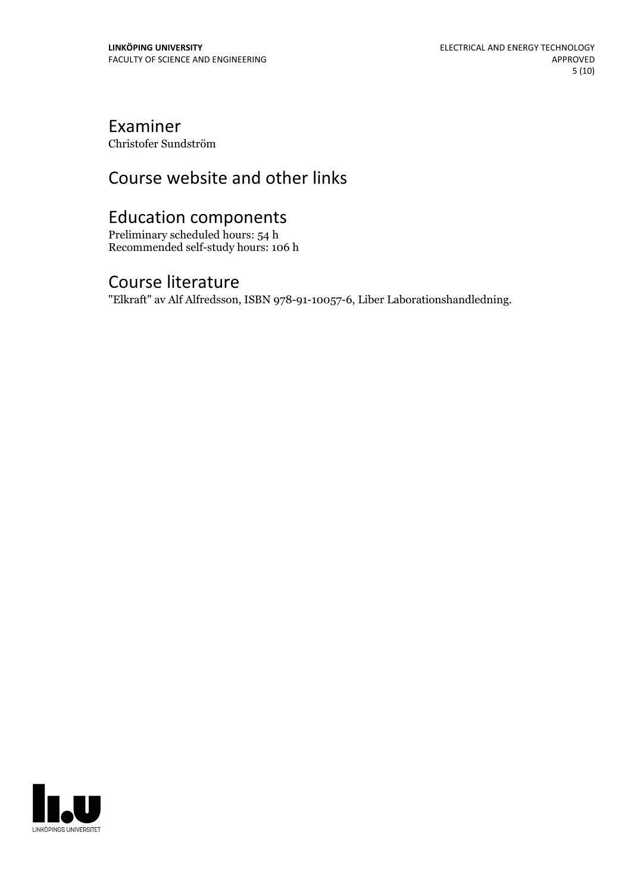## Examiner

Christofer Sundström

## Course website and other links

## Education components

Preliminary scheduled hours: 54 h
Recommended self-study hours: 106 h

## Course literature

"Elkraft" av Alf Alfredsson, ISBN 978-91-10057-6, Liber Laborationshandledning.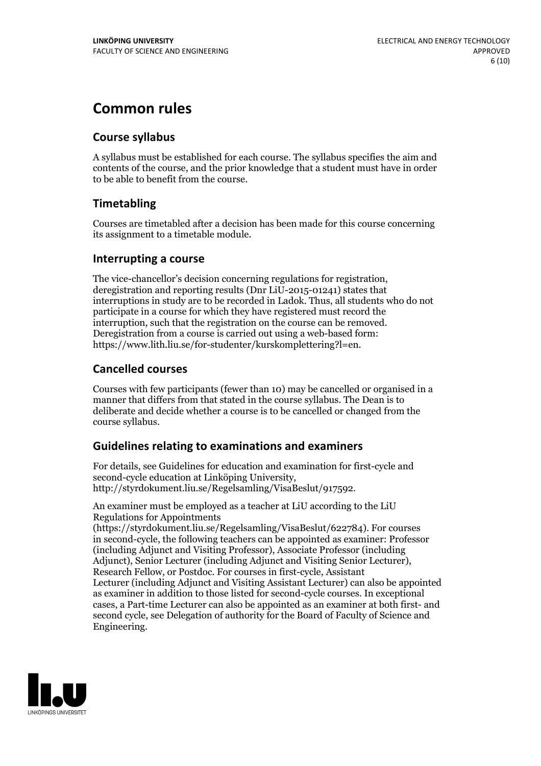# Common rules

## Course syllabus

A syllabus must be established for each course. The syllabus specifies the aim and contents of the course, and the prior knowledge that a student must have in order to be able to benefit from the course.

## Timetabling

Courses are timetabled after a decision has been made for this course concerning its assignment to a timetable module.

## Interrupting a course

The vice-chancellor's decision concerning regulations for registration, deregistration and reporting results (Dnr LiU-2015-01241) states that interruptions in study are to be recorded in Ladok. Thus, all students who do not participate in a course for which they have registered must record the interruption, such that the registration on the course can be removed. Deregistration from a course is carried out using a web-based form: https://www.lith.liu.se/for-studenter/kurskomplettering?l=en.

## Cancelled courses

Courses with few participants (fewer than 10) may be cancelled or organised in a manner that differs from that stated in the course syllabus. The Dean is to deliberate and decide whether a course is to be cancelled or changed from the course syllabus.

## Guidelines relating to examinations and examiners

For details, see Guidelines for education and examination for first-cycle and second-cycle education at Linköping University, http://styrdokument.liu.se/Regelsamling/VisaBeslut/917592.

An examiner must be employed as a teacher at LiU according to the LiU Regulations for Appointments (https://styrdokument.liu.se/Regelsamling/VisaBeslut/622784). For courses in second-cycle, the following teachers can be appointed as examiner: Professor (including Adjunct and Visiting Professor), Associate Professor (including Adjunct), Senior Lecturer (including Adjunct and Visiting Senior Lecturer), Research Fellow, or Postdoc. For courses in first-cycle, Assistant Lecturer (including Adjunct and Visiting Assistant Lecturer) can also be appointed as examiner in addition to those listed for second-cycle courses. In exceptional cases, a Part-time Lecturer can also be appointed as an examiner at both first- and second cycle, see Delegation of authority for the Board of Faculty of Science and Engineering.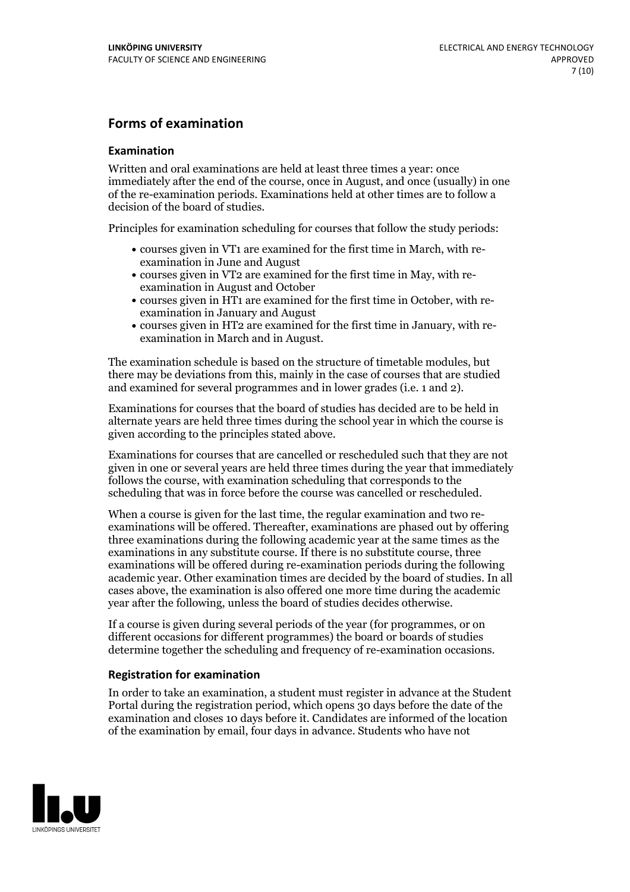## Forms of examination

### Examination

Written and oral examinations are held at least three times a year: once immediately after the end of the course, once in August, and once (usually) in one of the re-examination periods. Examinations held at other times are to follow a decision of the board of studies.

Principles for examination scheduling for courses that follow the study periods:

- courses given in VT1 are examined for the first time in March, with re-examination in June and August
- courses given in VT2 are examined for the first time in May, with re-examination in August and October
- courses given in HT1 are examined for the first time in October, with re-examination in January and August
- courses given in HT2 are examined for the first time in January, with re-examination in March and in August.

The examination schedule is based on the structure of timetable modules, but there may be deviations from this, mainly in the case of courses that are studied and examined for several programmes and in lower grades (i.e. 1 and 2).

Examinations for courses that the board of studies has decided are to be held in alternate years are held three times during the school year in which the course is given according to the principles stated above.

Examinations for courses that are cancelled or rescheduled such that they are not given in one or several years are held three times during the year that immediately follows the course, with examination scheduling that corresponds to the scheduling that was in force before the course was cancelled or rescheduled.

When a course is given for the last time, the regular examination and two re-examinations will be offered. Thereafter, examinations are phased out by offering three examinations during the following academic year at the same times as the examinations in any substitute course. If there is no substitute course, three examinations will be offered during re-examination periods during the following academic year. Other examination times are decided by the board of studies. In all cases above, the examination is also offered one more time during the academic year after the following, unless the board of studies decides otherwise.

If a course is given during several periods of the year (for programmes, or on different occasions for different programmes) the board or boards of studies determine together the scheduling and frequency of re-examination occasions.

### Registration for examination

In order to take an examination, a student must register in advance at the Student Portal during the registration period, which opens 30 days before the date of the examination and closes 10 days before it. Candidates are informed of the location of the examination by email, four days in advance. Students who have not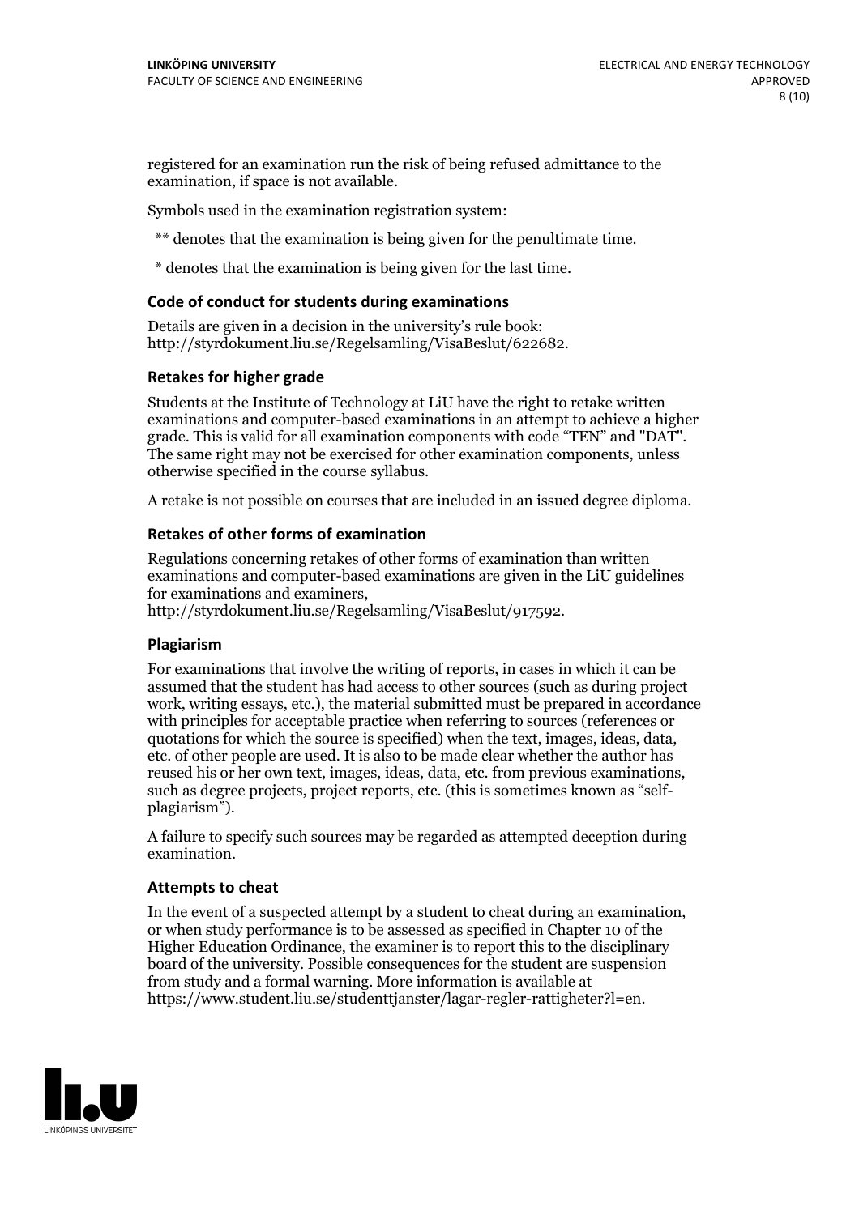registered for an examination run the risk of being refused admittance to the examination, if space is not available.

Symbols used in the examination registration system:

** denotes that the examination is being given for the penultimate time.

* denotes that the examination is being given for the last time.

### Code of conduct for students during examinations

Details are given in a decision in the university's rule book: http://styrdokument.liu.se/Regelsamling/VisaBeslut/622682.

### Retakes for higher grade

Students at the Institute of Technology at LiU have the right to retake written examinations and computer-based examinations in an attempt to achieve a higher grade. This is valid for all examination components with code "TEN" and "DAT". The same right may not be exercised for other examination components, unless otherwise specified in the course syllabus.

A retake is not possible on courses that are included in an issued degree diploma.

### Retakes of other forms of examination

Regulations concerning retakes of other forms of examination than written examinations and computer-based examinations are given in the LiU guidelines for examinations and examiners, http://styrdokument.liu.se/Regelsamling/VisaBeslut/917592.

### Plagiarism

For examinations that involve the writing of reports, in cases in which it can be assumed that the student has had access to other sources (such as during project work, writing essays, etc.), the material submitted must be prepared in accordance with principles for acceptable practice when referring to sources (references or quotations for which the source is specified) when the text, images, ideas, data, etc. of other people are used. It is also to be made clear whether the author has reused his or her own text, images, ideas, data, etc. from previous examinations, such as degree projects, project reports, etc. (this is sometimes known as "self-plagiarism").

A failure to specify such sources may be regarded as attempted deception during examination.

### Attempts to cheat

In the event of a suspected attempt by a student to cheat during an examination, or when study performance is to be assessed as specified in Chapter 10 of the Higher Education Ordinance, the examiner is to report this to the disciplinary board of the university. Possible consequences for the student are suspension from study and a formal warning. More information is available at https://www.student.liu.se/studenttjanster/lagar-regler-rattigheter?l=en.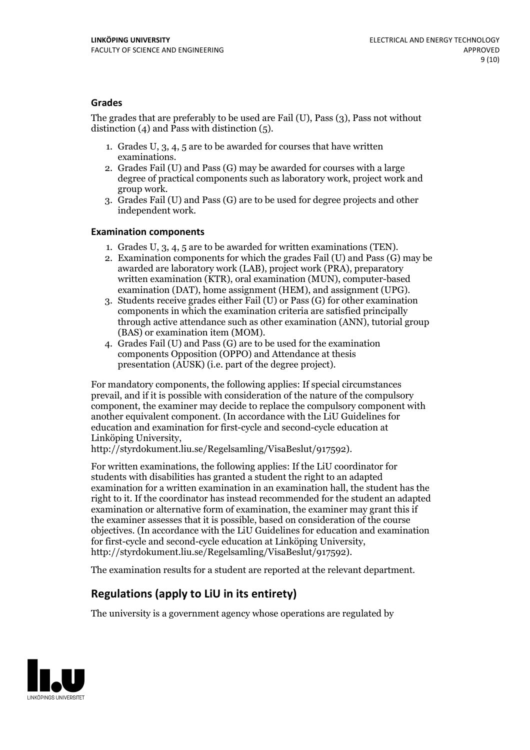### Grades

The grades that are preferably to be used are Fail (U), Pass (3), Pass not without distinction (4) and Pass with distinction (5).

1. Grades U, 3, 4, 5 are to be awarded for courses that have written examinations.
2. Grades Fail (U) and Pass (G) may be awarded for courses with a large degree of practical components such as laboratory work, project work and group work.
3. Grades Fail (U) and Pass (G) are to be used for degree projects and other independent work.

### Examination components

1. Grades U, 3, 4, 5 are to be awarded for written examinations (TEN).
2. Examination components for which the grades Fail (U) and Pass (G) may be awarded are laboratory work (LAB), project work (PRA), preparatory written examination (KTR), oral examination (MUN), computer-based examination (DAT), home assignment (HEM), and assignment (UPG).
3. Students receive grades either Fail (U) or Pass (G) for other examination components in which the examination criteria are satisfied principally through active attendance such as other examination (ANN), tutorial group (BAS) or examination item (MOM).
4. Grades Fail (U) and Pass (G) are to be used for the examination components Opposition (OPPO) and Attendance at thesis presentation (AUSK) (i.e. part of the degree project).

For mandatory components, the following applies: If special circumstances prevail, and if it is possible with consideration of the nature of the compulsory component, the examiner may decide to replace the compulsory component with another equivalent component. (In accordance with the LiU Guidelines for education and examination for first-cycle and second-cycle education at Linköping University, http://styrdokument.liu.se/Regelsamling/VisaBeslut/917592).

For written examinations, the following applies: If the LiU coordinator for students with disabilities has granted a student the right to an adapted examination for a written examination in an examination hall, the student has the right to it. If the coordinator has instead recommended for the student an adapted examination or alternative form of examination, the examiner may grant this if the examiner assesses that it is possible, based on consideration of the course objectives. (In accordance with the LiU Guidelines for education and examination for first-cycle and second-cycle education at Linköping University, http://styrdokument.liu.se/Regelsamling/VisaBeslut/917592).

The examination results for a student are reported at the relevant department.

## Regulations (apply to LiU in its entirety)

The university is a government agency whose operations are regulated by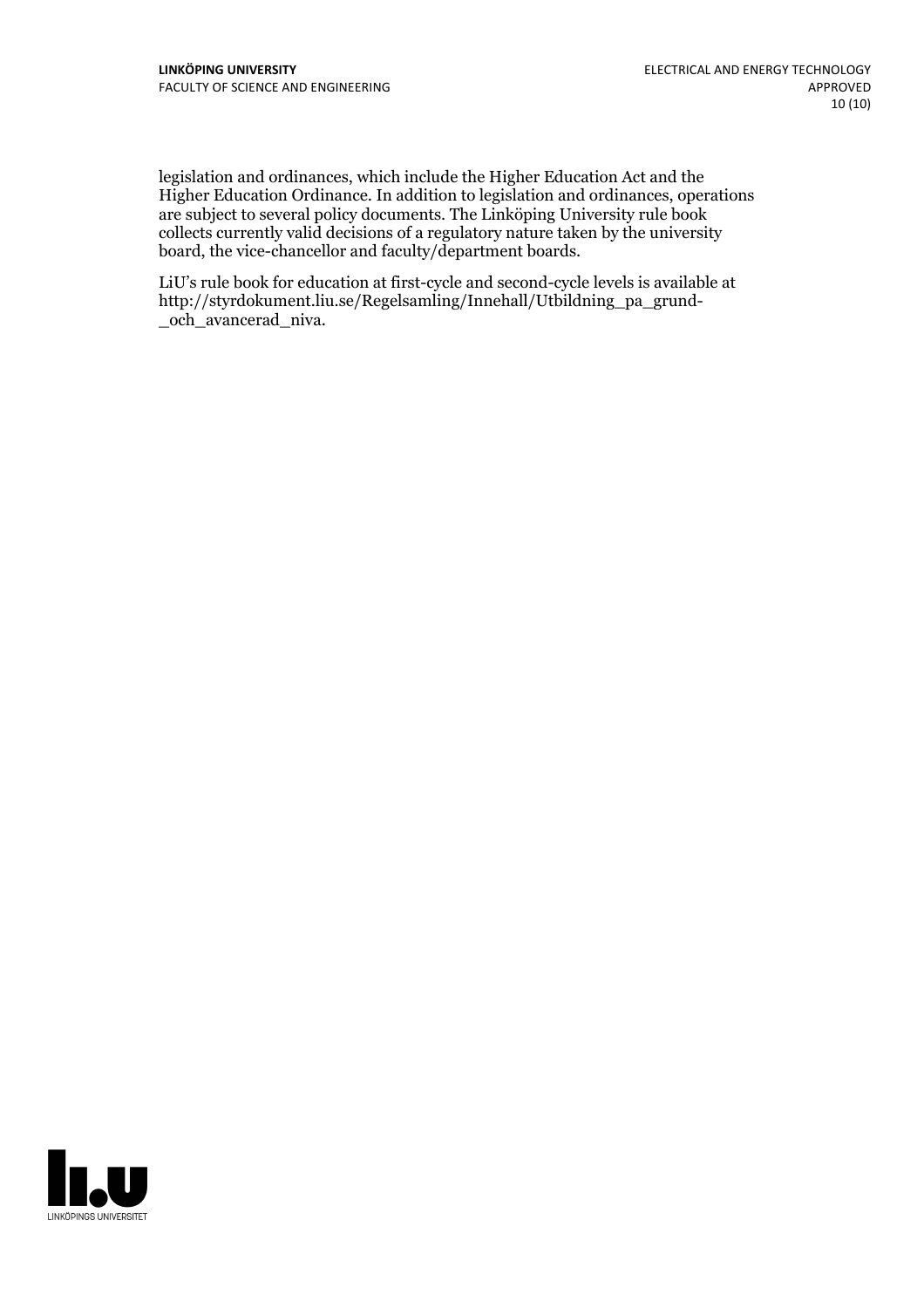legislation and ordinances, which include the Higher Education Act and the Higher Education Ordinance. In addition to legislation and ordinances, operations are subject to several policy documents. The Linköping University rule book collects currently valid decisions of a regulatory nature taken by the university board, the vice-chancellor and faculty/department boards.

LiU's rule book for education at first-cycle and second-cycle levels is available at http://styrdokument.liu.se/Regelsamling/Innehall/Utbildning_pa_grund-_och_avancerad_niva.